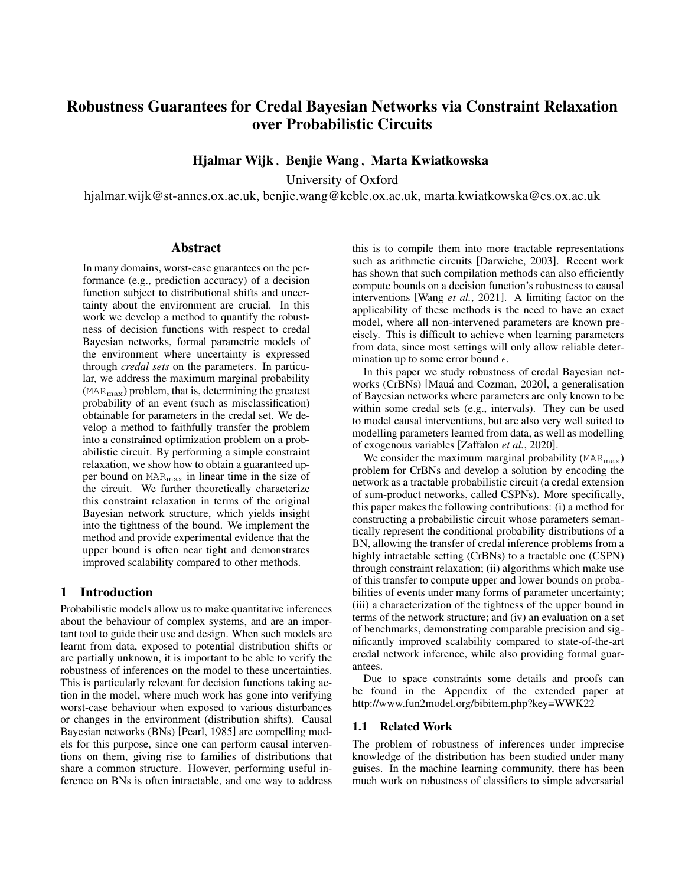# Robustness Guarantees for Credal Bayesian Networks via Constraint Relaxation over Probabilistic Circuits

**Hjalmar Wijk**, **Benjie Wang**, **Marta Kwiatkowska**

University of Oxford

hjalmar.wijk@st-annes.ox.ac.uk, benjie.wang@keble.ox.ac.uk, marta.kwiatkowska@cs.ox.ac.uk

## Abstract

In many domains, worst-case guarantees on the performance (e.g., prediction accuracy) of a decision function subject to distributional shifts and uncertainty about the environment are crucial. In this work we develop a method to quantify the robustness of decision functions with respect to credal Bayesian networks, formal parametric models of the environment where uncertainty is expressed through *credal sets* on the parameters. In particular, we address the maximum marginal probability ($\texttt{MAR}_{\max}$) problem, that is, determining the greatest probability of an event (such as misclassification) obtainable for parameters in the credal set. We develop a method to faithfully transfer the problem into a constrained optimization problem on a probabilistic circuit. By performing a simple constraint relaxation, we show how to obtain a guaranteed upper bound on $\texttt{MAR}_{\max}$ in linear time in the size of the circuit. We further theoretically characterize this constraint relaxation in terms of the original Bayesian network structure, which yields insight into the tightness of the bound. We implement the method and provide experimental evidence that the upper bound is often near tight and demonstrates improved scalability compared to other methods.

## 1 Introduction

Probabilistic models allow us to make quantitative inferences about the behaviour of complex systems, and are an important tool to guide their use and design. When such models are learnt from data, exposed to potential distribution shifts or are partially unknown, it is important to be able to verify the robustness of inferences on the model to these uncertainties. This is particularly relevant for decision functions taking action in the model, where much work has gone into verifying worst-case behaviour when exposed to various disturbances or changes in the environment (distribution shifts). Causal Bayesian networks (BNs) [Pearl, 1985] are compelling models for this purpose, since one can perform causal interventions on them, giving rise to families of distributions that share a common structure. However, performing useful inference on BNs is often intractable, and one way to address this is to compile them into more tractable representations such as arithmetic circuits [Darwiche, 2003]. Recent work has shown that such compilation methods can also efficiently compute bounds on a decision function's robustness to causal interventions [Wang *et al.*, 2021]. A limiting factor on the applicability of these methods is the need to have an exact model, where all non-intervened parameters are known precisely. This is difficult to achieve when learning parameters from data, since most settings will only allow reliable determination up to some error bound $\epsilon$.

In this paper we study robustness of credal Bayesian networks (CrBNs) [Mauá and Cozman, 2020], a generalisation of Bayesian networks where parameters are only known to be within some credal sets (e.g., intervals). They can be used to model causal interventions, but are also very well suited to modelling parameters learned from data, as well as modelling of exogenous variables [Zaffalon *et al.*, 2020].

We consider the maximum marginal probability ($\texttt{MAR}_{\max}$) problem for CrBNs and develop a solution by encoding the network as a tractable probabilistic circuit (a credal extension of sum-product networks, called CSPNs). More specifically, this paper makes the following contributions: (i) a method for constructing a probabilistic circuit whose parameters semantically represent the conditional probability distributions of a BN, allowing the transfer of credal inference problems from a highly intractable setting (CrBNs) to a tractable one (CSPN) through constraint relaxation; (ii) algorithms which make use of this transfer to compute upper and lower bounds on probabilities of events under many forms of parameter uncertainty; (iii) a characterization of the tightness of the upper bound in terms of the network structure; and (iv) an evaluation on a set of benchmarks, demonstrating comparable precision and significantly improved scalability compared to state-of-the-art credal network inference, while also providing formal guarantees.

Due to space constraints some details and proofs can be found in the Appendix of the extended paper at http://www.fun2model.org/bibitem.php?key=WWK22

### 1.1 Related Work

The problem of robustness of inferences under imprecise knowledge of the distribution has been studied under many guises. In the machine learning community, there has been much work on robustness of classifiers to simple adversarial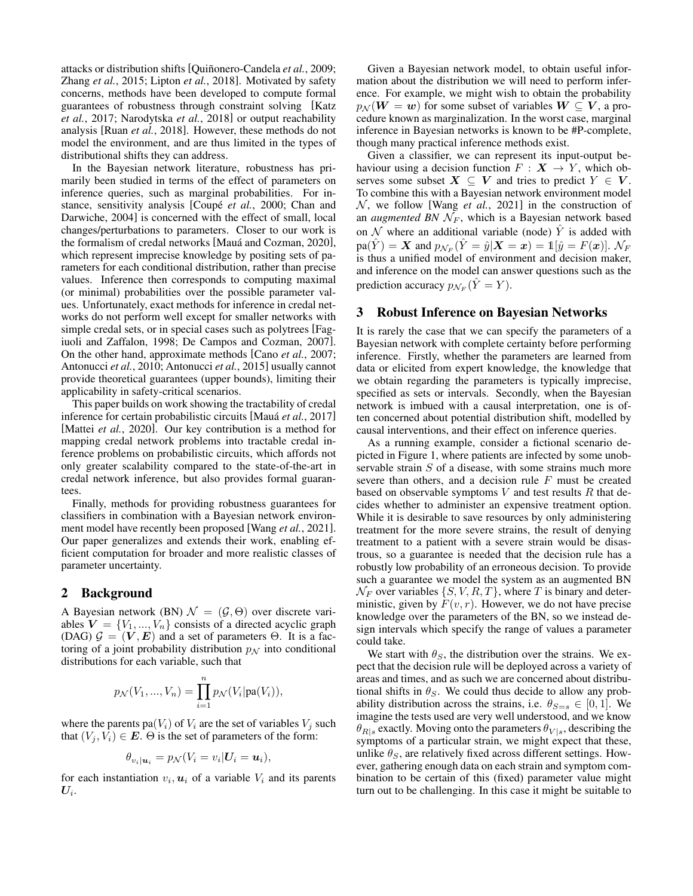attacks or distribution shifts [Quiñonero-Candela *et al.*, 2009; Zhang *et al.*, 2015; Lipton *et al.*, 2018]. Motivated by safety concerns, methods have been developed to compute formal guarantees of robustness through constraint solving [Katz *et al.*, 2017; Narodytska *et al.*, 2018] or output reachability analysis [Ruan *et al.*, 2018]. However, these methods do not model the environment, and are thus limited in the types of distributional shifts they can address.

In the Bayesian network literature, robustness has primarily been studied in terms of the effect of parameters on inference queries, such as marginal probabilities. For instance, sensitivity analysis [Coupé *et al.*, 2000; Chan and Darwiche, 2004] is concerned with the effect of small, local changes/perturbations to parameters. Closer to our work is the formalism of credal networks [Mauá and Cozman, 2020], which represent imprecise knowledge by positing sets of parameters for each conditional distribution, rather than precise values. Inference then corresponds to computing maximal (or minimal) probabilities over the possible parameter values. Unfortunately, exact methods for inference in credal networks do not perform well except for smaller networks with simple credal sets, or in special cases such as polytrees [Fagiuoli and Zaffalon, 1998; De Campos and Cozman, 2007]. On the other hand, approximate methods [Cano *et al.*, 2007; Antonucci *et al.*, 2010; Antonucci *et al.*, 2015] usually cannot provide theoretical guarantees (upper bounds), limiting their applicability in safety-critical scenarios.

This paper builds on work showing the tractability of credal inference for certain probabilistic circuits [Mauá *et al.*, 2017] [Mattei *et al.*, 2020]. Our key contribution is a method for mapping credal network problems into tractable credal inference problems on probabilistic circuits, which affords not only greater scalability compared to the state-of-the-art in credal network inference, but also provides formal guarantees.

Finally, methods for providing robustness guarantees for classifiers in combination with a Bayesian network environment model have recently been proposed [Wang *et al.*, 2021]. Our paper generalizes and extends their work, enabling efficient computation for broader and more realistic classes of parameter uncertainty.

## 2 Background

A Bayesian network (BN) $\mathcal{N} = (\mathcal{G}, \Theta)$ over discrete variables $\boldsymbol{V} = \{V_1, ..., V_n\}$ consists of a directed acyclic graph (DAG) $\mathcal{G} = (\boldsymbol{V}, \boldsymbol{E})$ and a set of parameters $\Theta$. It is a factoring of a joint probability distribution $p_{\mathcal{N}}$ into conditional distributions for each variable, such that

$$p_{\mathcal{N}}(V_1, ..., V_n) = \prod_{i=1}^{n} p_{\mathcal{N}}(V_i | \text{pa}(V_i)),$$

where the parents $\text{pa}(V_i)$ of $V_i$ are the set of variables $V_j$ such that $(V_j, V_i) \in \boldsymbol{E}$. $\Theta$ is the set of parameters of the form:

$$\theta_{v_i|\boldsymbol{u}_i} = p_{\mathcal{N}}(V_i = v_i | \boldsymbol{U}_i = \boldsymbol{u}_i),$$

for each instantiation $v_i, \boldsymbol{u}_i$ of a variable $V_i$ and its parents $\boldsymbol{U}_i$.

Given a Bayesian network model, to obtain useful information about the distribution we will need to perform inference. For example, we might wish to obtain the probability $p_{\mathcal{N}}(\boldsymbol{W} = \boldsymbol{w})$ for some subset of variables $\boldsymbol{W} \subseteq \boldsymbol{V}$, a procedure known as marginalization. In the worst case, marginal inference in Bayesian networks is known to be #P-complete, though many practical inference methods exist.

Given a classifier, we can represent its input-output behaviour using a decision function $F : \boldsymbol{X} \to Y$, which observes some subset $\boldsymbol{X} \subseteq \boldsymbol{V}$ and tries to predict $Y \in \boldsymbol{V}$. To combine this with a Bayesian network environment model $\mathcal{N}$, we follow [Wang *et al.*, 2021] in the construction of an *augmented BN* $\mathcal{N}_F$, which is a Bayesian network based on $\mathcal{N}$ where an additional variable (node) $\hat{Y}$ is added with $\text{pa}(\hat{Y}) = \boldsymbol{X}$ and $p_{\mathcal{N}_F}(\hat{Y} = \hat{y} | \boldsymbol{X} = \boldsymbol{x}) = \mathbb{1}[\hat{y} = F(\boldsymbol{x})]$. $\mathcal{N}_F$ is thus a unified model of environment and decision maker, and inference on the model can answer questions such as the prediction accuracy $p_{\mathcal{N}_F}(\hat{Y} = Y)$.

## 3 Robust Inference on Bayesian Networks

It is rarely the case that we can specify the parameters of a Bayesian network with complete certainty before performing inference. Firstly, whether the parameters are learned from data or elicited from expert knowledge, the knowledge that we obtain regarding the parameters is typically imprecise, specified as sets or intervals. Secondly, when the Bayesian network is imbued with a causal interpretation, one is often concerned about potential distribution shift, modelled by causal interventions, and their effect on inference queries.

As a running example, consider a fictional scenario depicted in Figure 1, where patients are infected by some unobservable strain $S$ of a disease, with some strains much more severe than others, and a decision rule $F$ must be created based on observable symptoms $V$ and test results $R$ that decides whether to administer an expensive treatment option. While it is desirable to save resources by only administering treatment for the more severe strains, the result of denying treatment to a patient with a severe strain would be disastrous, so a guarantee is needed that the decision rule has a robustly low probability of an erroneous decision. To provide such a guarantee we model the system as an augmented BN $\mathcal{N}_F$ over variables $\{S, V, R, T\}$, where $T$ is binary and deterministic, given by $F(v, r)$. However, we do not have precise knowledge over the parameters of the BN, so we instead design intervals which specify the range of values a parameter could take.

We start with $\theta_S$, the distribution over the strains. We expect that the decision rule will be deployed across a variety of areas and times, and as such we are concerned about distributional shifts in $\theta_S$. We could thus decide to allow any probability distribution across the strains, i.e. $\theta_{S=s} \in [0, 1]$. We imagine the tests used are very well understood, and we know $\theta_{R|s}$ exactly. Moving onto the parameters $\theta_{V|s}$, describing the symptoms of a particular strain, we might expect that these, unlike $\theta_S$, are relatively fixed across different settings. However, gathering enough data on each strain and symptom combination to be certain of this (fixed) parameter value might turn out to be challenging. In this case it might be suitable to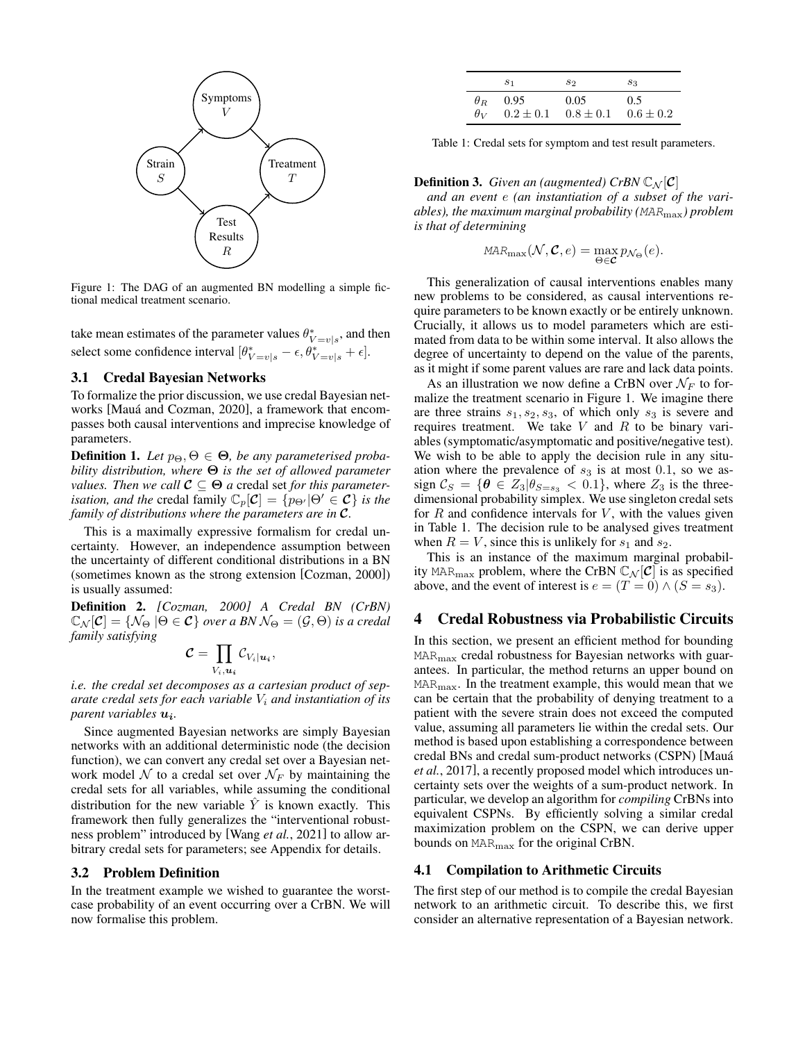Figure 1: The DAG of an augmented BN modelling a simple fictional medical treatment scenario.

take mean estimates of the parameter values $\theta^*_{V=v|s}$, and then select some confidence interval $[\theta^*_{V=v|s} - \epsilon, \theta^*_{V=v|s} + \epsilon]$.

### 3.1 Credal Bayesian Networks

To formalize the prior discussion, we use credal Bayesian networks [Mauá and Cozman, 2020], a framework that encompasses both causal interventions and imprecise knowledge of parameters.

**Definition 1.** *Let $p_\Theta, \Theta \in \mathbf{\Theta}$, be any parameterised probability distribution, where $\mathbf{\Theta}$ is the set of allowed parameter values. Then we call $\mathcal{C} \subseteq \mathbf{\Theta}$ a* credal set *for this parameterisation, and the* credal family $\mathbb{C}_p[\mathcal{C}] = \{p_{\Theta'} | \Theta' \in \mathcal{C}\}$ *is the family of distributions where the parameters are in $\mathcal{C}$.*

This is a maximally expressive formalism for credal uncertainty. However, an independence assumption between the uncertainty of different conditional distributions in a BN (sometimes known as the strong extension [Cozman, 2000]) is usually assumed:

**Definition 2.** *[Cozman, 2000] A Credal BN (CrBN) $\mathbb{C}_\mathcal{N}[\mathcal{C}] = \{\mathcal{N}_\Theta \,|\Theta \in \mathcal{C}\}$ over a BN $\mathcal{N}_\Theta = (\mathcal{G}, \Theta)$ is a credal family satisfying*

$$\mathcal{C} = \prod_{V_i, \boldsymbol{u_i}} \mathcal{C}_{V_i|\boldsymbol{u_i}},$$

*i.e. the credal set decomposes as a cartesian product of separate credal sets for each variable $V_i$ and instantiation of its parent variables $\boldsymbol{u_i}$.*

Since augmented Bayesian networks are simply Bayesian networks with an additional deterministic node (the decision function), we can convert any credal set over a Bayesian network model $\mathcal{N}$ to a credal set over $\mathcal{N}_F$ by maintaining the credal sets for all variables, while assuming the conditional distribution for the new variable $\hat{Y}$ is known exactly. This framework then fully generalizes the "interventional robustness problem" introduced by [Wang *et al.*, 2021] to allow arbitrary credal sets for parameters; see Appendix for details.

### 3.2 Problem Definition

In the treatment example we wished to guarantee the worst-case probability of an event occurring over a CrBN. We will now formalise this problem.

| | $s_1$ | $s_2$ | $s_3$ |
|---|---|---|---|
| $\theta_R$ | 0.95 | 0.05 | 0.5 |
| $\theta_V$ | $0.2 \pm 0.1$ | $0.8 \pm 0.1$ | $0.6 \pm 0.2$ |

Table 1: Credal sets for symptom and test result parameters.

**Definition 3.** *Given an (augmented) CrBN $\mathbb{C}_\mathcal{N}[\mathcal{C}]$ and an event $e$ (an instantiation of a subset of the variables), the maximum marginal probability ($\mathtt{MAR}_{\max}$) problem is that of determining*

$$\mathtt{MAR}_{\max}(\mathcal{N}, \mathcal{C}, e) = \max_{\Theta \in \mathcal{C}} p_{\mathcal{N}_\Theta}(e).$$

This generalization of causal interventions enables many new problems to be considered, as causal interventions require parameters to be known exactly or be entirely unknown. Crucially, it allows us to model parameters which are estimated from data to be within some interval. It also allows the degree of uncertainty to depend on the value of the parents, as it might if some parent values are rare and lack data points.

As an illustration we now define a CrBN over $\mathcal{N}_F$ to formalize the treatment scenario in Figure 1. We imagine there are three strains $s_1, s_2, s_3$, of which only $s_3$ is severe and requires treatment. We take $V$ and $R$ to be binary variables (symptomatic/asymptomatic and positive/negative test). We wish to be able to apply the decision rule in any situation where the prevalence of $s_3$ is at most 0.1, so we assign $\mathcal{C}_S = \{\boldsymbol{\theta} \in Z_3 | \theta_{S=s_3} < 0.1\}$, where $Z_3$ is the three-dimensional probability simplex. We use singleton credal sets for $R$ and confidence intervals for $V$, with the values given in Table 1. The decision rule to be analysed gives treatment when $R = V$, since this is unlikely for $s_1$ and $s_2$.

This is an instance of the maximum marginal probability $\mathtt{MAR}_{\max}$ problem, where the CrBN $\mathbb{C}_\mathcal{N}[\mathcal{C}]$ is as specified above, and the event of interest is $e = (T = 0) \wedge (S = s_3)$.

## 4 Credal Robustness via Probabilistic Circuits

In this section, we present an efficient method for bounding $\mathtt{MAR}_{\max}$ credal robustness for Bayesian networks with guarantees. In particular, the method returns an upper bound on $\mathtt{MAR}_{\max}$. In the treatment example, this would mean that we can be certain that the probability of denying treatment to a patient with the severe strain does not exceed the computed value, assuming all parameters lie within the credal sets. Our method is based upon establishing a correspondence between credal BNs and credal sum-product networks (CSPN) [Mauá *et al.*, 2017], a recently proposed model which introduces uncertainty sets over the weights of a sum-product network. In particular, we develop an algorithm for *compiling* CrBNs into equivalent CSPNs. By efficiently solving a similar credal maximization problem on the CSPN, we can derive upper bounds on $\mathtt{MAR}_{\max}$ for the original CrBN.

### 4.1 Compilation to Arithmetic Circuits

The first step of our method is to compile the credal Bayesian network to an arithmetic circuit. To describe this, we first consider an alternative representation of a Bayesian network.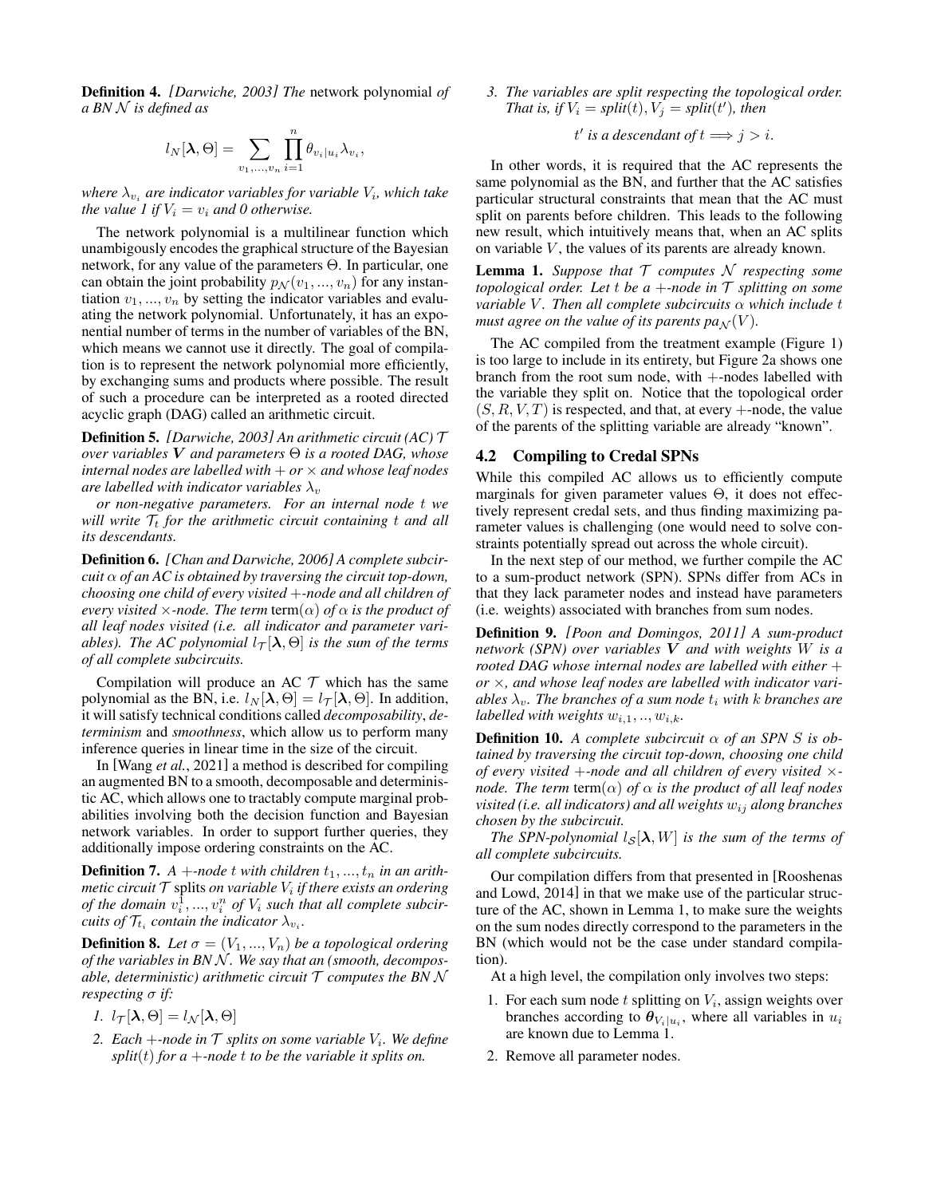**Definition 4.** *[Darwiche, 2003] The* network polynomial *of a BN $\mathcal{N}$ is defined as*

$$l_N[\boldsymbol{\lambda}, \Theta] = \sum_{v_1,...,v_n} \prod_{i=1}^{n} \theta_{v_i|u_i} \lambda_{v_i},$$

*where $\lambda_{v_i}$ are indicator variables for variable $V_i$, which take the value 1 if $V_i = v_i$ and 0 otherwise.*

The network polynomial is a multilinear function which unambigously encodes the graphical structure of the Bayesian network, for any value of the parameters $\Theta$. In particular, one can obtain the joint probability $p_{\mathcal{N}}(v_1, ..., v_n)$ for any instantiation $v_1, ..., v_n$ by setting the indicator variables and evaluating the network polynomial. Unfortunately, it has an exponential number of terms in the number of variables of the BN, which means we cannot use it directly. The goal of compilation is to represent the network polynomial more efficiently, by exchanging sums and products where possible. The result of such a procedure can be interpreted as a rooted directed acyclic graph (DAG) called an arithmetic circuit.

**Definition 5.** *[Darwiche, 2003] An arithmetic circuit (AC) $\mathcal{T}$ over variables $\boldsymbol{V}$ and parameters $\Theta$ is a rooted DAG, whose internal nodes are labelled with $+$ or $\times$ and whose leaf nodes are labelled with indicator variables $\lambda_v$ or non-negative parameters. For an internal node $t$ we will write $\mathcal{T}_t$ for the arithmetic circuit containing $t$ and all its descendants.*

**Definition 6.** *[Chan and Darwiche, 2006] A complete subcircuit $\alpha$ of an AC is obtained by traversing the circuit top-down, choosing one child of every visited $+$-node and all children of every visited $\times$-node. The term* term($\alpha$) *of $\alpha$ is the product of all leaf nodes visited (i.e. all indicator and parameter variables). The AC polynomial $l_{\mathcal{T}}[\boldsymbol{\lambda}, \Theta]$ is the sum of the terms of all complete subcircuits.*

Compilation will produce an AC $\mathcal{T}$ which has the same polynomial as the BN, i.e. $l_N[\boldsymbol{\lambda}, \Theta] = l_{\mathcal{T}}[\boldsymbol{\lambda}, \Theta]$. In addition, it will satisfy technical conditions called *decomposability*, *determinism* and *smoothness*, which allow us to perform many inference queries in linear time in the size of the circuit.

In [Wang *et al.*, 2021] a method is described for compiling an augmented BN to a smooth, decomposable and deterministic AC, which allows one to tractably compute marginal probabilities involving both the decision function and Bayesian network variables. In order to support further queries, they additionally impose ordering constraints on the AC.

**Definition 7.** *A $+$-node $t$ with children $t_1, ..., t_n$ in an arithmetic circuit $\mathcal{T}$* splits *on variable $V_i$ if there exists an ordering of the domain $v_i^1, ..., v_i^n$ of $V_i$ such that all complete subcircuits of $\mathcal{T}_{t_i}$ contain the indicator $\lambda_{v_i}$.*

**Definition 8.** *Let $\sigma = (V_1, ..., V_n)$ be a topological ordering of the variables in BN $\mathcal{N}$. We say that an (smooth, decomposable, deterministic) arithmetic circuit $\mathcal{T}$ computes the BN $\mathcal{N}$ respecting $\sigma$ if:*

1. *$l_{\mathcal{T}}[\boldsymbol{\lambda}, \Theta] = l_{\mathcal{N}}[\boldsymbol{\lambda}, \Theta]$*
2. *Each $+$-node in $\mathcal{T}$ splits on some variable $V_i$. We define split($t$) for a $+$-node $t$ to be the variable it splits on.*
3. *The variables are split respecting the topological order. That is, if $V_i$ = split($t$), $V_j$ = split($t'$), then*

$$t' \text{ is a descendant of } t \implies j > i.$$

In other words, it is required that the AC represents the same polynomial as the BN, and further that the AC satisfies particular structural constraints that mean that the AC must split on parents before children. This leads to the following new result, which intuitively means that, when an AC splits on variable $V$, the values of its parents are already known.

**Lemma 1.** *Suppose that $\mathcal{T}$ computes $\mathcal{N}$ respecting some topological order. Let $t$ be a $+$-node in $\mathcal{T}$ splitting on some variable $V$. Then all complete subcircuits $\alpha$ which include $t$ must agree on the value of its parents $pa_{\mathcal{N}}(V)$.*

The AC compiled from the treatment example (Figure 1) is too large to include in its entirety, but Figure 2a shows one branch from the root sum node, with $+$-nodes labelled with the variable they split on. Notice that the topological order $(S, R, V, T)$ is respected, and that, at every $+$-node, the value of the parents of the splitting variable are already "known".

## 4.2 Compiling to Credal SPNs

While this compiled AC allows us to efficiently compute marginals for given parameter values $\Theta$, it does not effectively represent credal sets, and thus finding maximizing parameter values is challenging (one would need to solve constraints potentially spread out across the whole circuit).

In the next step of our method, we further compile the AC to a sum-product network (SPN). SPNs differ from ACs in that they lack parameter nodes and instead have parameters (i.e. weights) associated with branches from sum nodes.

**Definition 9.** *[Poon and Domingos, 2011] A sum-product network (SPN) over variables $\boldsymbol{V}$ and with weights $W$ is a rooted DAG whose internal nodes are labelled with either $+$ or $\times$, and whose leaf nodes are labelled with indicator variables $\lambda_v$. The branches of a sum node $t_i$ with $k$ branches are labelled with weights $w_{i,1}, .., w_{i,k}$.*

**Definition 10.** *A complete subcircuit $\alpha$ of an SPN $S$ is obtained by traversing the circuit top-down, choosing one child of every visited $+$-node and all children of every visited $\times$-node. The term* term($\alpha$) *of $\alpha$ is the product of all leaf nodes visited (i.e. all indicators) and all weights $w_{ij}$ along branches chosen by the subcircuit.*

*The SPN-polynomial $l_{\mathcal{S}}[\boldsymbol{\lambda}, W]$ is the sum of the terms of all complete subcircuits.*

Our compilation differs from that presented in [Rooshenas and Lowd, 2014] in that we make use of the particular structure of the AC, shown in Lemma 1, to make sure the weights on the sum nodes directly correspond to the parameters in the BN (which would not be the case under standard compilation).

At a high level, the compilation only involves two steps:

1. For each sum node $t$ splitting on $V_i$, assign weights over branches according to $\boldsymbol{\theta}_{V_i|u_i}$, where all variables in $u_i$ are known due to Lemma 1.
2. Remove all parameter nodes.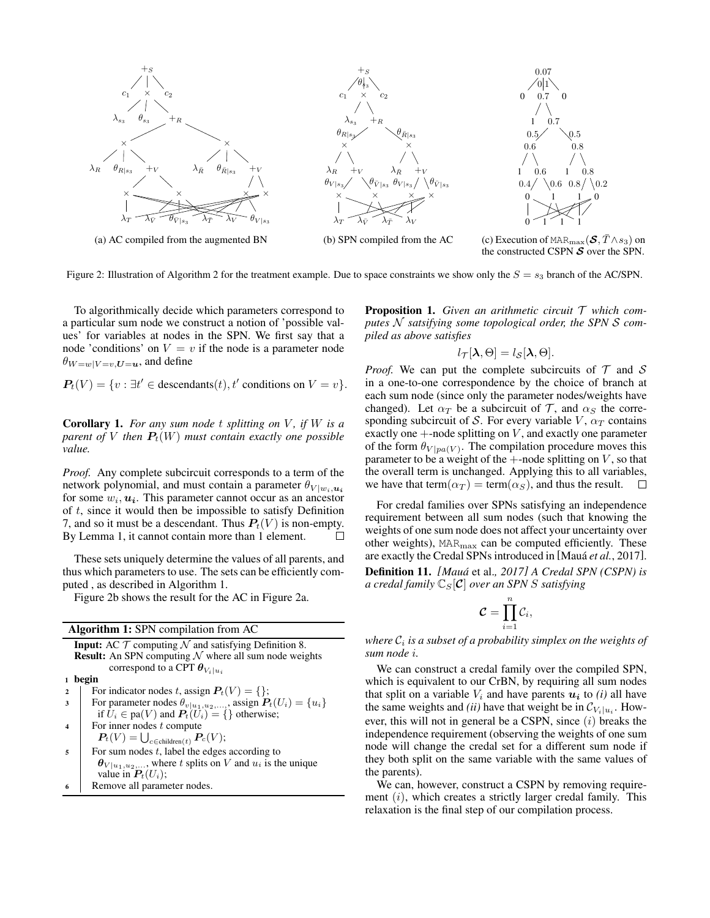(a) AC compiled from the augmented BN

(b) SPN compiled from the AC

(c) Execution of $\texttt{MAR}_{\max}(\boldsymbol{\mathcal{S}}, \bar{T} \wedge s_3)$ on the constructed CSPN $\boldsymbol{\mathcal{S}}$ over the SPN.

Figure 2: Illustration of Algorithm 2 for the treatment example. Due to space constraints we show only the $S = s_3$ branch of the AC/SPN.

To algorithmically decide which parameters correspond to a particular sum node we construct a notion of 'possible values' for variables at nodes in the SPN. We first say that a node 'conditions' on $V = v$ if the node is a parameter node $\theta_{W=w|V=v,\boldsymbol{U}=\boldsymbol{u}}$, and define

$$\boldsymbol{P}_t(V) = \{v : \exists t' \in \text{descendants}(t), t' \text{ conditions on } V = v\}.$$

**Corollary 1.** *For any sum node $t$ splitting on $V$, if $W$ is a parent of $V$ then $\boldsymbol{P}_t(W)$ must contain exactly one possible value.*

*Proof.* Any complete subcircuit corresponds to a term of the network polynomial, and must contain a parameter $\theta_{V|w_i,\boldsymbol{u_i}}$ for some $w_i, \boldsymbol{u_i}$. This parameter cannot occur as an ancestor of $t$, since it would then be impossible to satisfy Definition 7, and so it must be a descendant. Thus $\boldsymbol{P}_t(V)$ is non-empty. By Lemma 1, it cannot contain more than 1 element. $\square$

These sets uniquely determine the values of all parents, and thus which parameters to use. The sets can be efficiently computed , as described in Algorithm 1.

Figure 2b shows the result for the AC in Figure 2a.

**Algorithm 1:** SPN compilation from AC

**Input:** AC $\mathcal{T}$ computing $\mathcal{N}$ and satisfying Definition 8.
**Result:** An SPN computing $\mathcal{N}$ where all sum node weights correspond to a CPT $\boldsymbol{\theta}_{V_i|u_i}$

```
1 begin
2   For indicator nodes t, assign P_t(V) = {};
3   For parameter nodes θ_{v|u_1,u_2,...}, assign P_t(U_i) = {u_i}
      if U_i ∈ pa(V) and P_t(U_i) = {} otherwise;
4   For inner nodes t compute
      P_t(V) = ∪_{c∈children(t)} P_c(V);
5   For sum nodes t, label the edges according to
      θ_{V|u_1,u_2,...}, where t splits on V and u_i is the unique
      value in P_t(U_i);
6   Remove all parameter nodes.
```

**Proposition 1.** *Given an arithmetic circuit $\mathcal{T}$ which computes $\mathcal{N}$ satsifying some topological order, the SPN $\mathcal{S}$ compiled as above satisfies*

$$l_{\mathcal{T}}[\boldsymbol{\lambda}, \Theta] = l_{\mathcal{S}}[\boldsymbol{\lambda}, \Theta].$$

*Proof.* We can put the complete subcircuits of $\mathcal{T}$ and $\mathcal{S}$ in a one-to-one correspondence by the choice of branch at each sum node (since only the parameter nodes/weights have changed). Let $\alpha_{\mathcal{T}}$ be a subcircuit of $\mathcal{T}$, and $\alpha_{\mathcal{S}}$ the corresponding subcircuit of $\mathcal{S}$. For every variable $V$, $\alpha_{\mathcal{T}}$ contains exactly one $+$-node splitting on $V$, and exactly one parameter of the form $\theta_{V|pa(V)}$. The compilation procedure moves this parameter to be a weight of the $+$-node splitting on $V$, so that the overall term is unchanged. Applying this to all variables, we have that $\text{term}(\alpha_{\mathcal{T}}) = \text{term}(\alpha_{\mathcal{S}})$, and thus the result. $\square$

For credal families over SPNs satisfying an independence requirement between all sum nodes (such that knowing the weights of one sum node does not affect your uncertainty over other weights), $\texttt{MAR}_{\max}$ can be computed efficiently. These are exactly the Credal SPNs introduced in [Mauá *et al.*, 2017].

**Definition 11.** *[Mauá* et al.*, 2017] A Credal SPN (CSPN) is a credal family $\mathbb{C}_S[\boldsymbol{\mathcal{C}}]$ over an SPN $S$ satisfying*

$$\boldsymbol{\mathcal{C}} = \prod_{i=1}^{n} \mathcal{C}_i,$$

*where $\mathcal{C}_i$ is a subset of a probability simplex on the weights of sum node $i$.*

We can construct a credal family over the compiled SPN, which is equivalent to our CrBN, by requiring all sum nodes that split on a variable $V_i$ and have parents $\boldsymbol{u_i}$ to *(i)* all have the same weights and *(ii)* have that weight be in $\mathcal{C}_{V_i|u_i}$. However, this will not in general be a CSPN, since $(i)$ breaks the independence requirement (observing the weights of one sum node will change the credal set for a different sum node if they both split on the same variable with the same values of the parents).

We can, however, construct a CSPN by removing requirement $(i)$, which creates a strictly larger credal family. This relaxation is the final step of our compilation process.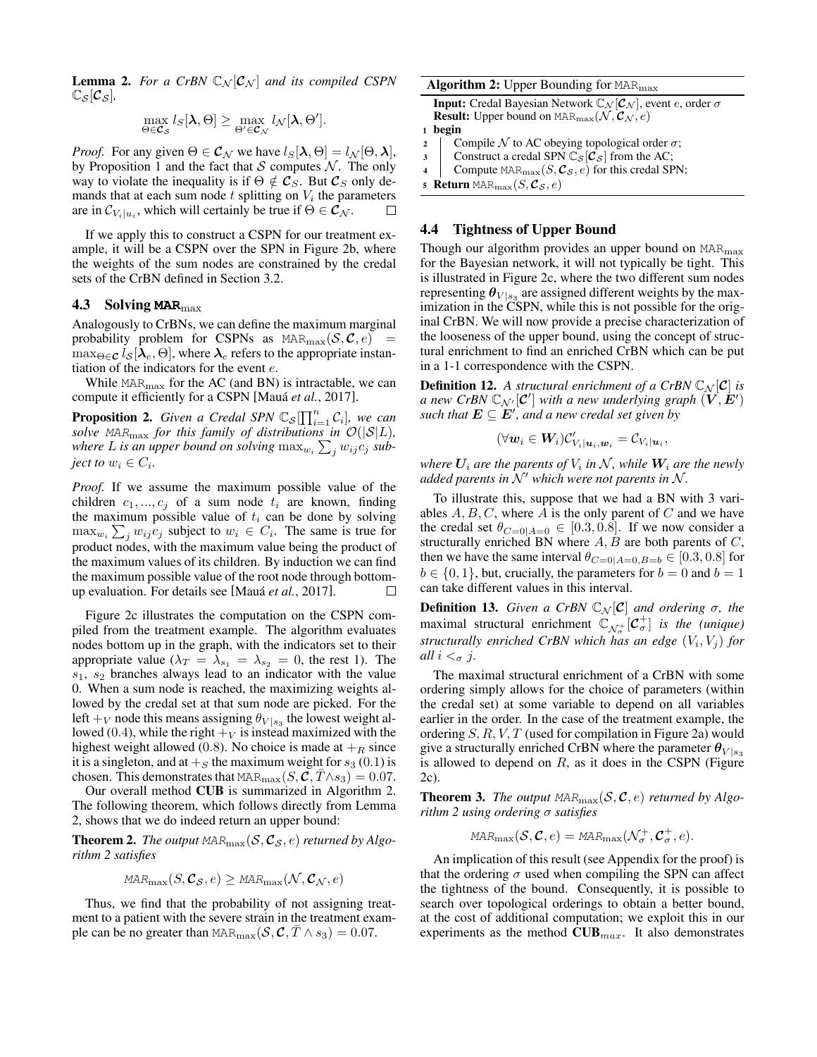**Lemma 2.** *For a CrBN $\mathbb{C}_{\mathcal{N}}[\mathcal{C}_{\mathcal{N}}]$ and its compiled CSPN $\mathbb{C}_{\mathcal{S}}[\mathcal{C}_{\mathcal{S}}]$,*

$$\max_{\Theta \in \mathcal{C}_{\mathcal{S}}} l_{\mathcal{S}}[\boldsymbol{\lambda}, \Theta] \geq \max_{\Theta' \in \mathcal{C}_{\mathcal{N}}} l_{\mathcal{N}}[\boldsymbol{\lambda}, \Theta'].$$

*Proof.* For any given $\Theta \in \mathcal{C}_{\mathcal{N}}$ we have $l_{S}[\boldsymbol{\lambda}, \Theta] = l_{\mathcal{N}}[\Theta, \boldsymbol{\lambda}]$, by Proposition 1 and the fact that $\mathcal{S}$ computes $\mathcal{N}$. The only way to violate the inequality is if $\Theta \notin \mathcal{C}_{S}$. But $\mathcal{C}_{S}$ only demands that at each sum node $t$ splitting on $V_i$ the parameters are in $\mathcal{C}_{V_i|u_i}$, which will certainly be true if $\Theta \in \mathcal{C}_{\mathcal{N}}$. □

If we apply this to construct a CSPN for our treatment example, it will be a CSPN over the SPN in Figure 2b, where the weights of the sum nodes are constrained by the credal sets of the CrBN defined in Section 3.2.

### 4.3 Solving MAR$_{\max}$

Analogously to CrBNs, we can define the maximum marginal probability problem for CSPNs as $\texttt{MAR}_{\max}(\mathcal{S}, \mathcal{C}, e) = \max_{\Theta \in \mathcal{C}} l_{\mathcal{S}}[\boldsymbol{\lambda}_e, \Theta]$, where $\boldsymbol{\lambda}_e$ refers to the appropriate instantiation of the indicators for the event $e$.

While $\texttt{MAR}_{\max}$ for the AC (and BN) is intractable, we can compute it efficiently for a CSPN [Mauá *et al.*, 2017].

**Proposition 2.** *Given a Credal SPN $\mathbb{C}_{\mathcal{S}}[\prod_{i=1}^{n} \mathcal{C}_i]$, we can solve $\texttt{MAR}_{\max}$ for this family of distributions in $\mathcal{O}(|\mathcal{S}|L)$, where $L$ is an upper bound on solving $\max_{w_i} \sum_j w_{ij} c_j$ subject to $w_i \in C_i$.*

*Proof.* If we assume the maximum possible value of the children $c_1, ..., c_j$ of a sum node $t_i$ are known, finding the maximum possible value of $t_i$ can be done by solving $\max_{w_i} \sum_j w_{ij} c_j$ subject to $w_i \in C_i$. The same is true for product nodes, with the maximum value being the product of the maximum values of its children. By induction we can find the maximum possible value of the root node through bottom-up evaluation. For details see [Mauá *et al.*, 2017]. □

Figure 2c illustrates the computation on the CSPN compiled from the treatment example. The algorithm evaluates nodes bottom up in the graph, with the indicators set to their appropriate value ($\lambda_T = \lambda_{s_1} = \lambda_{s_2} = 0$, the rest 1). The $s_1$, $s_2$ branches always lead to an indicator with the value 0. When a sum node is reached, the maximizing weights allowed by the credal set at that sum node are picked. For the left $+_V$ node this means assigning $\theta_{V|s_3}$ the lowest weight allowed (0.4), while the right $+_V$ is instead maximized with the highest weight allowed (0.8). No choice is made at $+_R$ since it is a singleton, and at $+_S$ the maximum weight for $s_3$ (0.1) is chosen. This demonstrates that $\texttt{MAR}_{\max}(\mathcal{S}, \mathcal{C}, \bar{T} \wedge s_3) = 0.07$.

Our overall method **CUB** is summarized in Algorithm 2. The following theorem, which follows directly from Lemma 2, shows that we do indeed return an upper bound:

**Theorem 2.** *The output $\texttt{MAR}_{\max}(\mathcal{S}, \mathcal{C}_{\mathcal{S}}, e)$ returned by Algorithm 2 satisfies*

$$\texttt{MAR}_{\max}(S, \mathcal{C}_{\mathcal{S}}, e) \geq \texttt{MAR}_{\max}(\mathcal{N}, \mathcal{C}_{\mathcal{N}}, e)$$

Thus, we find that the probability of not assigning treatment to a patient with the severe strain in the treatment example can be no greater than $\texttt{MAR}_{\max}(\mathcal{S}, \mathcal{C}, \bar{T} \wedge s_3) = 0.07$.

**Algorithm 2:** Upper Bounding for $\texttt{MAR}_{\max}$

**Input:** Credal Bayesian Network $\mathbb{C}_{\mathcal{N}}[\mathcal{C}_{\mathcal{N}}]$, event $e$, order $\sigma$
**Result:** Upper bound on $\texttt{MAR}_{\max}(\mathcal{N}, \mathcal{C}_{\mathcal{N}}, e)$

```
1 begin
2     Compile N to AC obeying topological order σ;
3     Construct a credal SPN C_S[C_S] from the AC;
4     Compute MAR_max(S, C_S, e) for this credal SPN;
5 Return MAR_max(S, C_S, e)
```

### 4.4 Tightness of Upper Bound

Though our algorithm provides an upper bound on $\texttt{MAR}_{\max}$ for the Bayesian network, it will not typically be tight. This is illustrated in Figure 2c, where the two different sum nodes representing $\boldsymbol{\theta}_{V|s_3}$ are assigned different weights by the maximization in the CSPN, while this is not possible for the original CrBN. We will now provide a precise characterization of the looseness of the upper bound, using the concept of structural enrichment to find an enriched CrBN which can be put in a 1-1 correspondence with the CSPN.

**Definition 12.** *A structural enrichment of a CrBN $\mathbb{C}_{\mathcal{N}}[\mathcal{C}]$ is a new CrBN $\mathbb{C}_{\mathcal{N}'}[\mathcal{C}']$ with a new underlying graph $(\boldsymbol{V}, \boldsymbol{E}')$ such that $\boldsymbol{E} \subseteq \boldsymbol{E}'$, and a new credal set given by*

$$(\forall \boldsymbol{w}_i \in \boldsymbol{W}_i)\mathcal{C}'_{V_i|\boldsymbol{u}_i, \boldsymbol{w}_i} = \mathcal{C}_{V_i|\boldsymbol{u}_i},$$

*where $\boldsymbol{U}_i$ are the parents of $V_i$ in $\mathcal{N}$, while $\boldsymbol{W}_i$ are the newly added parents in $\mathcal{N}'$ which were not parents in $\mathcal{N}$.*

To illustrate this, suppose that we had a BN with 3 variables $A, B, C$, where $A$ is the only parent of $C$ and we have the credal set $\theta_{C=0|A=0} \in [0.3, 0.8]$. If we now consider a structurally enriched BN where $A, B$ are both parents of $C$, then we have the same interval $\theta_{C=0|A=0,B=b} \in [0.3, 0.8]$ for $b \in \{0, 1\}$, but, crucially, the parameters for $b = 0$ and $b = 1$ can take different values in this interval.

**Definition 13.** *Given a CrBN $\mathbb{C}_{\mathcal{N}}[\mathcal{C}]$ and ordering $\sigma$, the* maximal structural enrichment *$\mathbb{C}_{\mathcal{N}_\sigma^+}[\mathcal{C}_\sigma^+]$ is the (unique) structurally enriched CrBN which has an edge $(V_i, V_j)$ for all $i <_\sigma j$.*

The maximal structural enrichment of a CrBN with some ordering simply allows for the choice of parameters (within the credal set) at some variable to depend on all variables earlier in the order. In the case of the treatment example, the ordering $S, R, V, T$ (used for compilation in Figure 2a) would give a structurally enriched CrBN where the parameter $\boldsymbol{\theta}_{V|s_3}$ is allowed to depend on $R$, as it does in the CSPN (Figure 2c).

**Theorem 3.** *The output $\texttt{MAR}_{\max}(\mathcal{S}, \mathcal{C}, e)$ returned by Algorithm 2 using ordering $\sigma$ satisfies*

$$\texttt{MAR}_{\max}(\mathcal{S}, \mathcal{C}, e) = \texttt{MAR}_{\max}(\mathcal{N}_\sigma^+, \mathcal{C}_\sigma^+, e).$$

An implication of this result (see Appendix for the proof) is that the ordering $\sigma$ used when compiling the SPN can affect the tightness of the bound. Consequently, it is possible to search over topological orderings to obtain a better bound, at the cost of additional computation; we exploit this in our experiments as the method **CUB**$_{max}$. It also demonstrates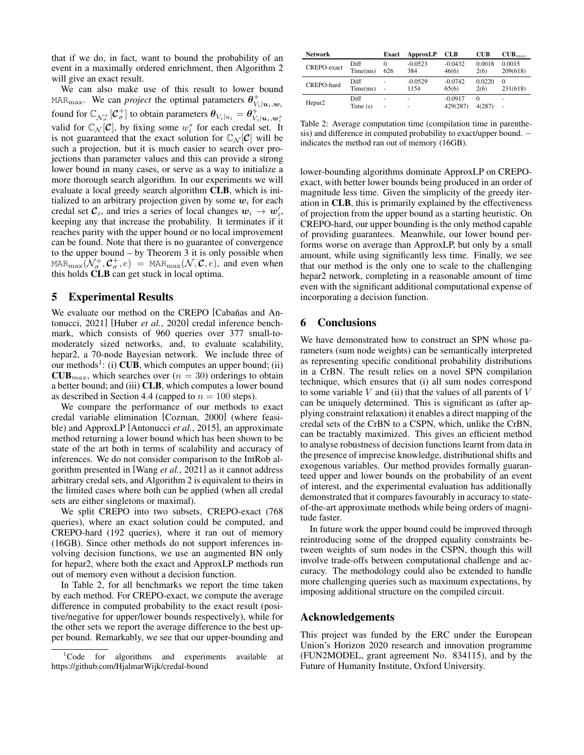that if we do, in fact, want to bound the probability of an event in a maximally ordered enrichment, then Algorithm 2 will give an exact result.

We can also make use of this result to lower bound $\mathtt{MAR}_{\max}$. We can *project* the optimal parameters $\boldsymbol{\theta}^{+}_{V_i|\boldsymbol{u}_i,\boldsymbol{w}_i}$ found for $\mathbb{C}_{\mathcal{N}^+_\sigma}[\mathcal{C}^+_\sigma]$ to obtain parameters $\boldsymbol{\theta}_{V_i|u_i} = \boldsymbol{\theta}^{+}_{V_i|\boldsymbol{u}_i,\boldsymbol{w}^*_i}$ valid for $\mathbb{C}_{\mathcal{N}}[\mathcal{C}]$, by fixing some $w^*_i$ for each credal set. It is not guaranteed that the exact solution for $\mathbb{C}_{\mathcal{N}}[\mathcal{C}]$ will be such a projection, but it is much easier to search over projections than parameter values and this can provide a strong lower bound in many cases, or serve as a way to initialize a more thorough search algorithm. In our experiments we will evaluate a local greedy search algorithm **CLB**, which is initialized to an arbitrary projection given by some $\boldsymbol{w}_i$ for each credal set $\mathcal{C}_i$, and tries a series of local changes $\boldsymbol{w}_i \to \boldsymbol{w}'_i$, keeping any that increase the probability. It terminates if it reaches parity with the upper bound or no local improvement can be found. Note that there is no guarantee of convergence to the upper bound – by Theorem 3 it is only possible when $\mathtt{MAR}_{\max}(\mathcal{N}^+_\sigma, \mathcal{C}^+_\sigma, e) = \mathtt{MAR}_{\max}(\mathcal{N}, \mathcal{C}, e)$, and even when this holds **CLB** can get stuck in local optima.

## 5 Experimental Results

We evaluate our method on the CREPO [Cabañas and Antonucci, 2021] [Huber *et al.*, 2020] credal inference benchmark, which consists of 960 queries over 377 small-to-moderately sized networks, and, to evaluate scalability, hepar2, a 70-node Bayesian network. We include three of our methods[1]: (i) **CUB**, which computes an upper bound; (ii) **CUB**$_{max}$, which searches over ($n = 30$) orderings to obtain a better bound; and (iii) **CLB**, which computes a lower bound as described in Section 4.4 (capped to $n = 100$ steps).

We compare the performance of our methods to exact credal variable elimination [Cozman, 2000] (where feasible) and ApproxLP [Antonucci *et al.*, 2015], an approximate method returning a lower bound which has been shown to be state of the art both in terms of scalability and accuracy of inferences. We do not consider comparison to the IntRob algorithm presented in [Wang *et al.*, 2021] as it cannot address arbitrary credal sets, and Algorithm 2 is equivalent to theirs in the limited cases where both can be applied (when all credal sets are either singletons or maximal).

We split CREPO into two subsets, CREPO-exact (768 queries), where an exact solution could be computed, and CREPO-hard (192 queries), where it ran out of memory (16GB). Since other methods do not support inferences involving decision functions, we use an augmented BN only for hepar2, where both the exact and ApproxLP methods run out of memory even without a decision function.

In Table 2, for all benchmarks we report the time taken by each method. For CREPO-exact, we compute the average difference in computed probability to the exact result (positive/negative for upper/lower bounds respectively), while for the other sets we report the average difference to the best upper bound. Remarkably, we see that our upper-bounding and

[1] Code for algorithms and experiments available at https://github.com/HjalmarWijk/credal-bound

| Network | | Exact | ApproxLP | CLB | CUB | CUB$_{max}$ |
|---|---|---|---|---|---|---|
| CREPO-exact | Diff | 0 | -0.0523 | -0.0432 | 0.0018 | 0.0015 |
| | Time(ms) | 626 | 384 | 46(6) | 2(6) | 209(618) |
| CREPO-hard | Diff | - | -0.0529 | -0.0742 | 0.0220 | 0 |
| | Time(ms) | - | 1154 | 65(6) | 2(6) | 231(618) |
| Hepar2 | Diff | - | - | -0.0917 | 0 | - |
| | Time (s) | - | - | 429(287) | 4(287) | - |

Table 2: Average computation time (compilation time in parenthesis) and difference in computed probability to exact/upper bound. − indicates the method ran out of memory (16GB).

lower-bounding algorithms dominate ApproxLP on CREPO-exact, with better lower bounds being produced in an order of magnitude less time. Given the simplicity of the greedy iteration in **CLB**, this is primarily explained by the effectiveness of projection from the upper bound as a starting heuristic. On CREPO-hard, our upper bounding is the only method capable of providing guarantees. Meanwhile, our lower bound performs worse on average than ApproxLP, but only by a small amount, while using significantly less time. Finally, we see that our method is the only one to scale to the challenging hepar2 network, completing in a reasonable amount of time even with the significant additional computational expense of incorporating a decision function.

## 6 Conclusions

We have demonstrated how to construct an SPN whose parameters (sum node weights) can be semantically interpreted as representing specific conditional probability distributions in a CrBN. The result relies on a novel SPN compilation technique, which ensures that (i) all sum nodes correspond to some variable $V$ and (ii) that the values of all parents of $V$ can be uniquely determined. This is significant as (after applying constraint relaxation) it enables a direct mapping of the credal sets of the CrBN to a CSPN, which, unlike the CrBN, can be tractably maximized. This gives an efficient method to analyse robustness of decision functions learnt from data in the presence of imprecise knowledge, distributional shifts and exogenous variables. Our method provides formally guaranteed upper and lower bounds on the probability of an event of interest, and the experimental evaluation has additionally demonstrated that it compares favourably in accuracy to state-of-the-art approximate methods while being orders of magnitude faster.

In future work the upper bound could be improved through reintroducing some of the dropped equality constraints between weights of sum nodes in the CSPN, though this will involve trade-offs between computational challenge and accuracy. The methodology could also be extended to handle more challenging queries such as maximum expectations, by imposing additional structure on the compiled circuit.

## Acknowledgements

This project was funded by the ERC under the European Union's Horizon 2020 research and innovation programme (FUN2MODEL, grant agreement No. 834115), and by the Future of Humanity Institute, Oxford University.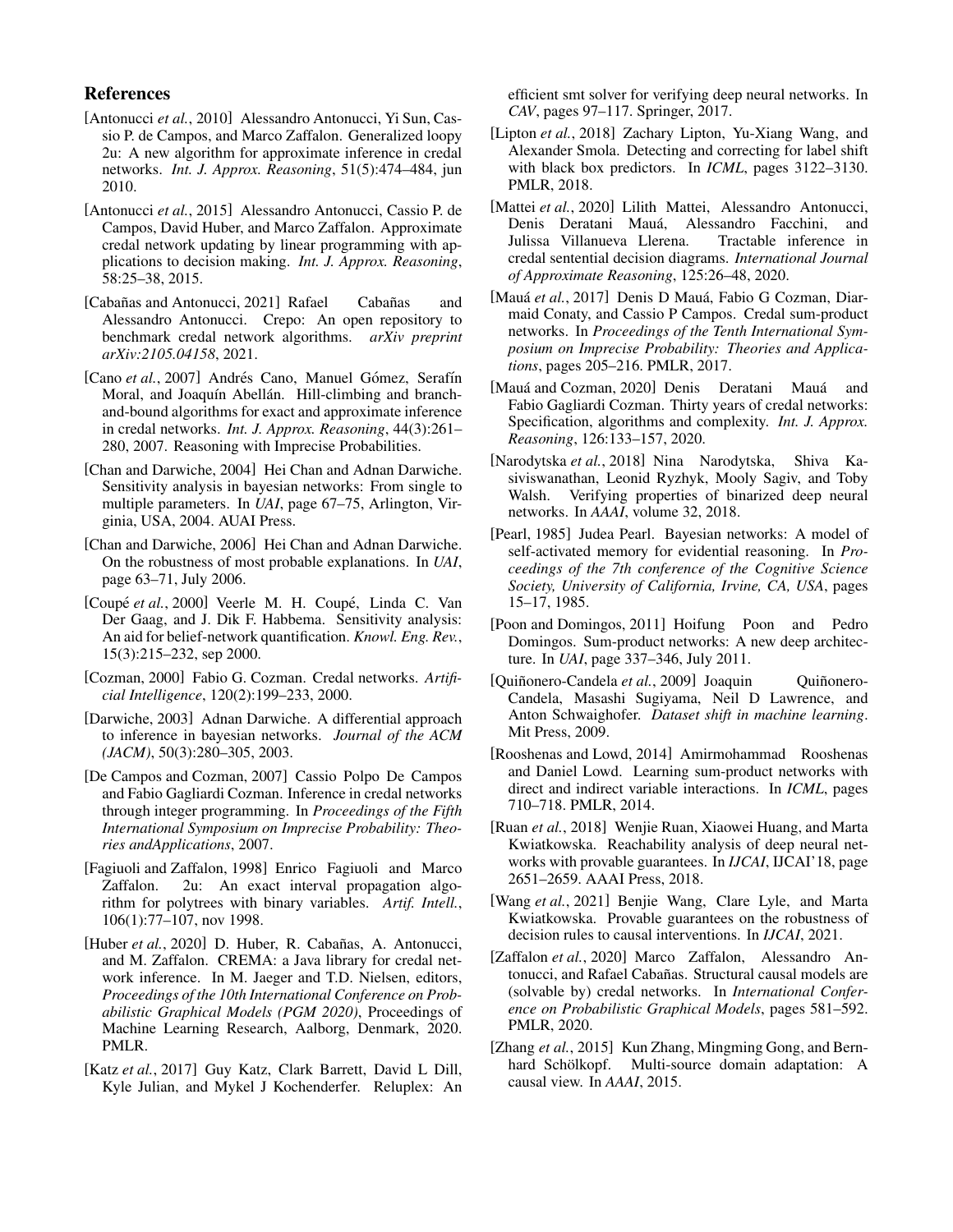## References

[Antonucci *et al.*, 2010] Alessandro Antonucci, Yi Sun, Cassio P. de Campos, and Marco Zaffalon. Generalized loopy 2u: A new algorithm for approximate inference in credal networks. *Int. J. Approx. Reasoning*, 51(5):474–484, jun 2010.

[Antonucci *et al.*, 2015] Alessandro Antonucci, Cassio P. de Campos, David Huber, and Marco Zaffalon. Approximate credal network updating by linear programming with applications to decision making. *Int. J. Approx. Reasoning*, 58:25–38, 2015.

[Cabañas and Antonucci, 2021] Rafael Cabañas and Alessandro Antonucci. Crepo: An open repository to benchmark credal network algorithms. *arXiv preprint arXiv:2105.04158*, 2021.

[Cano *et al.*, 2007] Andrés Cano, Manuel Gómez, Serafín Moral, and Joaquín Abellán. Hill-climbing and branch-and-bound algorithms for exact and approximate inference in credal networks. *Int. J. Approx. Reasoning*, 44(3):261–280, 2007. Reasoning with Imprecise Probabilities.

[Chan and Darwiche, 2004] Hei Chan and Adnan Darwiche. Sensitivity analysis in bayesian networks: From single to multiple parameters. In *UAI*, page 67–75, Arlington, Virginia, USA, 2004. AUAI Press.

[Chan and Darwiche, 2006] Hei Chan and Adnan Darwiche. On the robustness of most probable explanations. In *UAI*, page 63–71, July 2006.

[Coupé *et al.*, 2000] Veerle M. H. Coupé, Linda C. Van Der Gaag, and J. Dik F. Habbema. Sensitivity analysis: An aid for belief-network quantification. *Knowl. Eng. Rev.*, 15(3):215–232, sep 2000.

[Cozman, 2000] Fabio G. Cozman. Credal networks. *Artificial Intelligence*, 120(2):199–233, 2000.

[Darwiche, 2003] Adnan Darwiche. A differential approach to inference in bayesian networks. *Journal of the ACM (JACM)*, 50(3):280–305, 2003.

[De Campos and Cozman, 2007] Cassio Polpo De Campos and Fabio Gagliardi Cozman. Inference in credal networks through integer programming. In *Proceedings of the Fifth International Symposium on Imprecise Probability: Theories andApplications*, 2007.

[Fagiuoli and Zaffalon, 1998] Enrico Fagiuoli and Marco Zaffalon. 2u: An exact interval propagation algorithm for polytrees with binary variables. *Artif. Intell.*, 106(1):77–107, nov 1998.

[Huber *et al.*, 2020] D. Huber, R. Cabañas, A. Antonucci, and M. Zaffalon. CREMA: a Java library for credal network inference. In M. Jaeger and T.D. Nielsen, editors, *Proceedings of the 10th International Conference on Probabilistic Graphical Models (PGM 2020)*, Proceedings of Machine Learning Research, Aalborg, Denmark, 2020. PMLR.

[Katz *et al.*, 2017] Guy Katz, Clark Barrett, David L Dill, Kyle Julian, and Mykel J Kochenderfer. Reluplex: An efficient smt solver for verifying deep neural networks. In *CAV*, pages 97–117. Springer, 2017.

[Lipton *et al.*, 2018] Zachary Lipton, Yu-Xiang Wang, and Alexander Smola. Detecting and correcting for label shift with black box predictors. In *ICML*, pages 3122–3130. PMLR, 2018.

[Mattei *et al.*, 2020] Lilith Mattei, Alessandro Antonucci, Denis Deratani Mauá, Alessandro Facchini, and Julissa Villanueva Llerena. Tractable inference in credal sentential decision diagrams. *International Journal of Approximate Reasoning*, 125:26–48, 2020.

[Mauá *et al.*, 2017] Denis D Mauá, Fabio G Cozman, Diarmaid Conaty, and Cassio P Campos. Credal sum-product networks. In *Proceedings of the Tenth International Symposium on Imprecise Probability: Theories and Applications*, pages 205–216. PMLR, 2017.

[Mauá and Cozman, 2020] Denis Deratani Mauá and Fabio Gagliardi Cozman. Thirty years of credal networks: Specification, algorithms and complexity. *Int. J. Approx. Reasoning*, 126:133–157, 2020.

[Narodytska *et al.*, 2018] Nina Narodytska, Shiva Kasiviswanathan, Leonid Ryzhyk, Mooly Sagiv, and Toby Walsh. Verifying properties of binarized deep neural networks. In *AAAI*, volume 32, 2018.

[Pearl, 1985] Judea Pearl. Bayesian networks: A model of self-activated memory for evidential reasoning. In *Proceedings of the 7th conference of the Cognitive Science Society, University of California, Irvine, CA, USA*, pages 15–17, 1985.

[Poon and Domingos, 2011] Hoifung Poon and Pedro Domingos. Sum-product networks: A new deep architecture. In *UAI*, page 337–346, July 2011.

[Quiñonero-Candela *et al.*, 2009] Joaquin Quiñonero-Candela, Masashi Sugiyama, Neil D Lawrence, and Anton Schwaighofer. *Dataset shift in machine learning*. Mit Press, 2009.

[Rooshenas and Lowd, 2014] Amirmohammad Rooshenas and Daniel Lowd. Learning sum-product networks with direct and indirect variable interactions. In *ICML*, pages 710–718. PMLR, 2014.

[Ruan *et al.*, 2018] Wenjie Ruan, Xiaowei Huang, and Marta Kwiatkowska. Reachability analysis of deep neural networks with provable guarantees. In *IJCAI*, IJCAI'18, page 2651–2659. AAAI Press, 2018.

[Wang *et al.*, 2021] Benjie Wang, Clare Lyle, and Marta Kwiatkowska. Provable guarantees on the robustness of decision rules to causal interventions. In *IJCAI*, 2021.

[Zaffalon *et al.*, 2020] Marco Zaffalon, Alessandro Antonucci, and Rafael Cabañas. Structural causal models are (solvable by) credal networks. In *International Conference on Probabilistic Graphical Models*, pages 581–592. PMLR, 2020.

[Zhang *et al.*, 2015] Kun Zhang, Mingming Gong, and Bernhard Schölkopf. Multi-source domain adaptation: A causal view. In *AAAI*, 2015.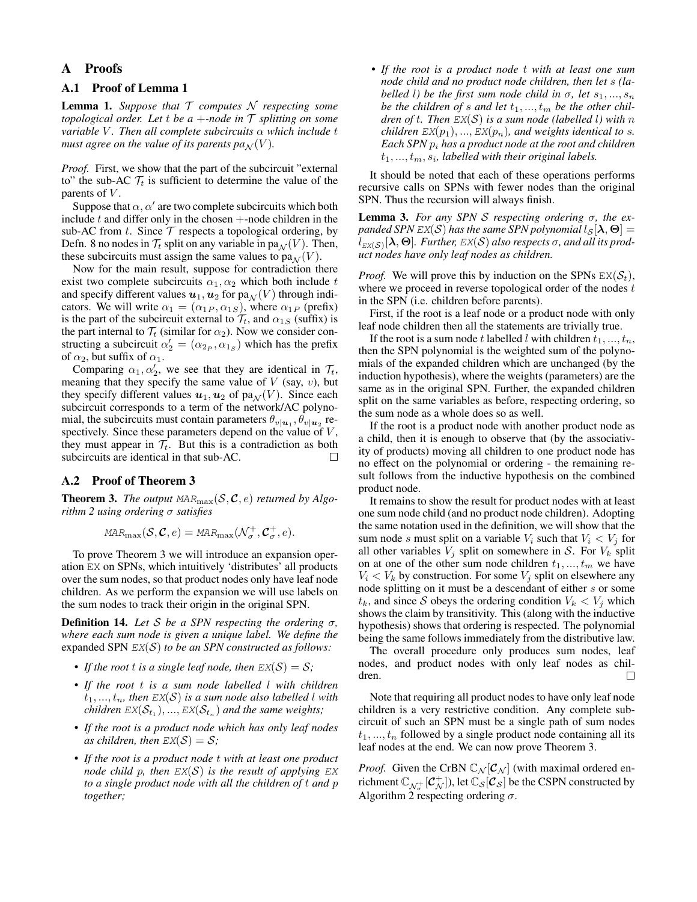# A Proofs

## A.1 Proof of Lemma 1

**Lemma 1.** *Suppose that $\mathcal{T}$ computes $\mathcal{N}$ respecting some topological order. Let $t$ be a $+$-node in $\mathcal{T}$ splitting on some variable $V$. Then all complete subcircuits $\alpha$ which include $t$ must agree on the value of its parents $\mathrm{pa}_{\mathcal{N}}(V)$.*

*Proof.* First, we show that the part of the subcircuit "external to" the sub-AC $\mathcal{T}_t$ is sufficient to determine the value of the parents of $V$.

Suppose that $\alpha, \alpha'$ are two complete subcircuits which both include $t$ and differ only in the chosen $+$-node children in the sub-AC from $t$. Since $\mathcal{T}$ respects a topological ordering, by Defn. 8 no nodes in $\mathcal{T}_t$ split on any variable in $\mathrm{pa}_{\mathcal{N}}(V)$. Then, these subcircuits must assign the same values to $\mathrm{pa}_{\mathcal{N}}(V)$.

Now for the main result, suppose for contradiction there exist two complete subcircuits $\alpha_1, \alpha_2$ which both include $t$ and specify different values $\boldsymbol{u}_1, \boldsymbol{u}_2$ for $\mathrm{pa}_{\mathcal{N}}(V)$ through indicators. We will write $\alpha_1 = (\alpha_{1P}, \alpha_{1S})$, where $\alpha_{1P}$ (prefix) is the part of the subcircuit external to $\mathcal{T}_t$, and $\alpha_{1S}$ (suffix) is the part internal to $\mathcal{T}_t$ (similar for $\alpha_2$). Now we consider constructing a subcircuit $\alpha_2' = (\alpha_{2_P}, \alpha_{1_S})$ which has the prefix of $\alpha_2$, but suffix of $\alpha_1$.

Comparing $\alpha_1, \alpha_2'$, we see that they are identical in $\mathcal{T}_t$, meaning that they specify the same value of $V$ (say, $v$), but they specify different values $\boldsymbol{u}_1, \boldsymbol{u}_2$ of $\mathrm{pa}_{\mathcal{N}}(V)$. Since each subcircuit corresponds to a term of the network/AC polynomial, the subcircuits must contain parameters $\theta_{v|\boldsymbol{u}_1}, \theta_{v|\boldsymbol{u}_2}$ respectively. Since these parameters depend on the value of $V$, they must appear in $\mathcal{T}_t$. But this is a contradiction as both subcircuits are identical in that sub-AC. □

## A.2 Proof of Theorem 3

**Theorem 3.** *The output $\mathit{MAR}_{\max}(\mathcal{S}, \boldsymbol{\mathcal{C}}, e)$ returned by Algorithm 2 using ordering $\sigma$ satisfies*

$$\mathit{MAR}_{\max}(\mathcal{S}, \boldsymbol{\mathcal{C}}, e) = \mathit{MAR}_{\max}(\mathcal{N}_\sigma^+, \boldsymbol{\mathcal{C}}_\sigma^+, e).$$

To prove Theorem 3 we will introduce an expansion operation $\mathtt{EX}$ on SPNs, which intuitively 'distributes' all products over the sum nodes, so that product nodes only have leaf node children. As we perform the expansion we will use labels on the sum nodes to track their origin in the original SPN.

**Definition 14.** *Let $\mathcal{S}$ be a SPN respecting the ordering $\sigma$, where each sum node is given a unique label. We define the* expanded SPN $\mathtt{EX}(\mathcal{S})$ *to be an SPN constructed as follows:*

- *If the root $t$ is a single leaf node, then $\mathtt{EX}(\mathcal{S}) = \mathcal{S}$;*
- *If the root $t$ is a sum node labelled $l$ with children $t_1, ..., t_n$, then $\mathtt{EX}(\mathcal{S})$ is a sum node also labelled $l$ with children $\mathtt{EX}(\mathcal{S}_{t_1}), ..., \mathtt{EX}(\mathcal{S}_{t_n})$ and the same weights;*
- *If the root is a product node which has only leaf nodes as children, then $\mathtt{EX}(\mathcal{S}) = \mathcal{S}$;*
- *If the root is a product node $t$ with at least one product node child $p$, then $\mathtt{EX}(\mathcal{S})$ is the result of applying $\mathtt{EX}$ to a single product node with all the children of $t$ and $p$ together;*
- *If the root is a product node $t$ with at least one sum node child and no product node children, then let $s$ (labelled $l$) be the first sum node child in $\sigma$, let $s_1, ..., s_n$ be the children of $s$ and let $t_1, ..., t_m$ be the other children of $t$. Then $\mathtt{EX}(\mathcal{S})$ is a sum node (labelled $l$) with $n$ children $\mathtt{EX}(p_1), ..., \mathtt{EX}(p_n)$, and weights identical to $s$. Each SPN $p_i$ has a product node at the root and children $t_1, ..., t_m, s_i$, labelled with their original labels.*

It should be noted that each of these operations performs recursive calls on SPNs with fewer nodes than the original SPN. Thus the recursion will always finish.

**Lemma 3.** *For any SPN $\mathcal{S}$ respecting ordering $\sigma$, the expanded SPN $\mathtt{EX}(\mathcal{S})$ has the same SPN polynomial $l_{\mathcal{S}}[\boldsymbol{\lambda}, \boldsymbol{\Theta}] = l_{\mathtt{EX}(\mathcal{S})}[\boldsymbol{\lambda}, \boldsymbol{\Theta}]$. Further, $\mathtt{EX}(\mathcal{S})$ also respects $\sigma$, and all its product nodes have only leaf nodes as children.*

*Proof.* We will prove this by induction on the SPNs $\mathtt{EX}(\mathcal{S}_t)$, where we proceed in reverse topological order of the nodes $t$ in the SPN (i.e. children before parents).

First, if the root is a leaf node or a product node with only leaf node children then all the statements are trivially true.

If the root is a sum node $t$ labelled $l$ with children $t_1, ..., t_n$, then the SPN polynomial is the weighted sum of the polynomials of the expanded children which are unchanged (by the induction hypothesis), where the weights (parameters) are the same as in the original SPN. Further, the expanded children split on the same variables as before, respecting ordering, so the sum node as a whole does so as well.

If the root is a product node with another product node as a child, then it is enough to observe that (by the associativity of products) moving all children to one product node has no effect on the polynomial or ordering - the remaining result follows from the inductive hypothesis on the combined product node.

It remains to show the result for product nodes with at least one sum node child (and no product node children). Adopting the same notation used in the definition, we will show that the sum node $s$ must split on a variable $V_i$ such that $V_i < V_j$ for all other variables $V_j$ split on somewhere in $\mathcal{S}$. For $V_k$ split on at one of the other sum node children $t_1, ..., t_m$ we have $V_i < V_k$ by construction. For some $V_j$ split on elsewhere any node splitting on it must be a descendant of either $s$ or some $t_k$, and since $\mathcal{S}$ obeys the ordering condition $V_k < V_j$ which shows the claim by transitivity. This (along with the inductive hypothesis) shows that ordering is respected. The polynomial being the same follows immediately from the distributive law.

The overall procedure only produces sum nodes, leaf nodes, and product nodes with only leaf nodes as children. □

Note that requiring all product nodes to have only leaf node children is a very restrictive condition. Any complete subcircuit of such an SPN must be a single path of sum nodes $t_1, ..., t_n$ followed by a single product node containing all its leaf nodes at the end. We can now prove Theorem 3.

*Proof.* Given the CrBN $\mathbb{C}_{\mathcal{N}}[\boldsymbol{\mathcal{C}}_{\mathcal{N}}]$ (with maximal ordered enrichment $\mathbb{C}_{\mathcal{N}_\sigma^+}[\boldsymbol{\mathcal{C}}_{\mathcal{N}}^+]$), let $\mathbb{C}_{\mathcal{S}}[\boldsymbol{\mathcal{C}}_{\mathcal{S}}]$ be the CSPN constructed by Algorithm 2 respecting ordering $\sigma$.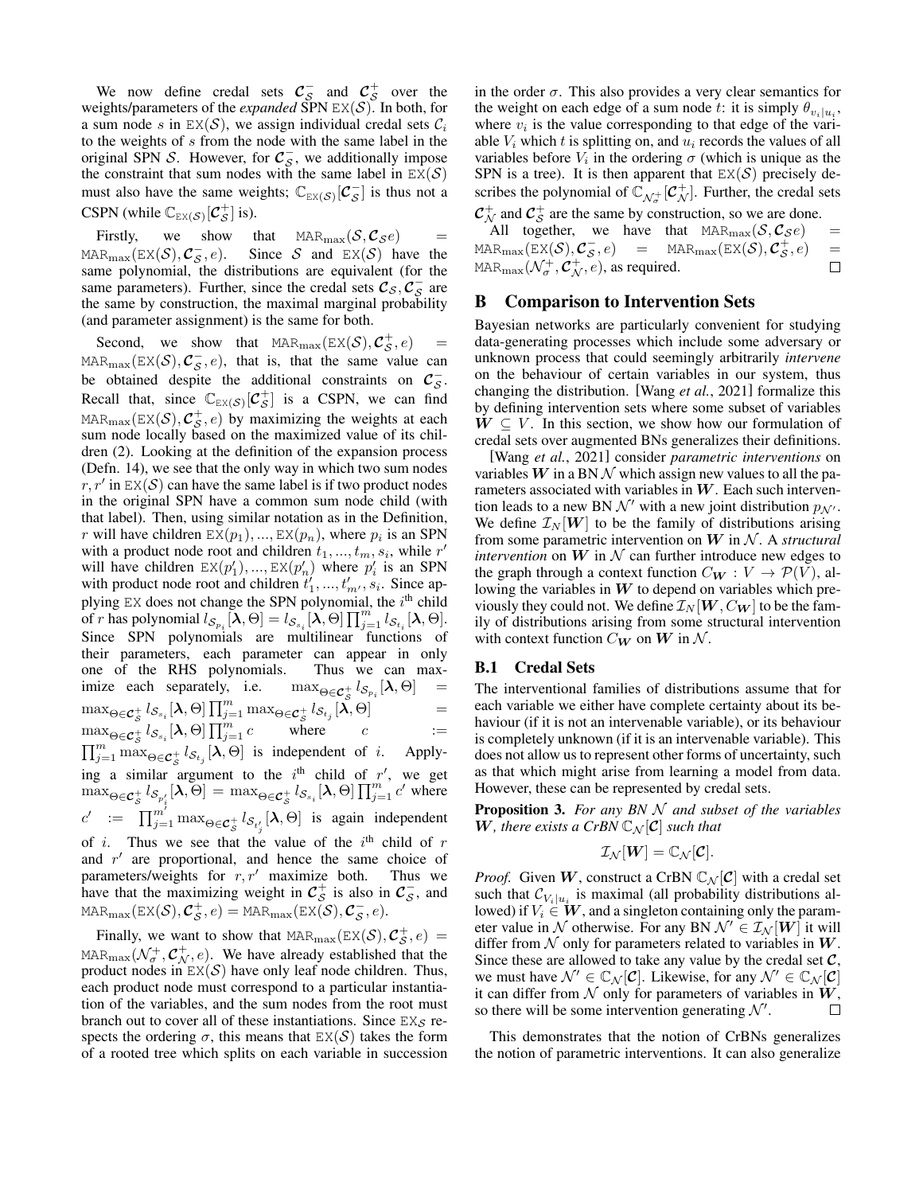We now define credal sets $\mathcal{C}_{\mathcal{S}}^-$ and $\mathcal{C}_{\mathcal{S}}^+$ over the weights/parameters of the *expanded* SPN $\texttt{EX}(\mathcal{S})$. In both, for a sum node $s$ in $\texttt{EX}(\mathcal{S})$, we assign individual credal sets $\mathcal{C}_i$ to the weights of $s$ from the node with the same label in the original SPN $\mathcal{S}$. However, for $\mathcal{C}_{\mathcal{S}}^-$, we additionally impose the constraint that sum nodes with the same label in $\texttt{EX}(\mathcal{S})$ must also have the same weights; $\mathbb{C}_{\texttt{EX}(\mathcal{S})}[\mathcal{C}_{\mathcal{S}}^-]$ is thus not a CSPN (while $\mathbb{C}_{\texttt{EX}(\mathcal{S})}[\mathcal{C}_{\mathcal{S}}^+]$ is).

Firstly, we show that $\texttt{MAR}_{\max}(\mathcal{S}, \mathcal{C}_{\mathcal{S}} e) = \texttt{MAR}_{\max}(\texttt{EX}(\mathcal{S}), \mathcal{C}_{\mathcal{S}}^-, e)$. Since $\mathcal{S}$ and $\texttt{EX}(\mathcal{S})$ have the same polynomial, the distributions are equivalent (for the same parameters). Further, since the credal sets $\mathcal{C}_{\mathcal{S}}, \mathcal{C}_{\mathcal{S}}^-$ are the same by construction, the maximal marginal probability (and parameter assignment) is the same for both.

Second, we show that $\texttt{MAR}_{\max}(\texttt{EX}(\mathcal{S}), \mathcal{C}_{\mathcal{S}}^+, e) = \texttt{MAR}_{\max}(\texttt{EX}(\mathcal{S}), \mathcal{C}_{\mathcal{S}}^-, e)$, that is, that the same value can be obtained despite the additional constraints on $\mathcal{C}_{\mathcal{S}}^-$. Recall that, since $\mathbb{C}_{\texttt{EX}(\mathcal{S})}[\mathcal{C}_{\mathcal{S}}^+]$ is a CSPN, we can find $\texttt{MAR}_{\max}(\texttt{EX}(\mathcal{S}), \mathcal{C}_{\mathcal{S}}^+, e)$ by maximizing the weights at each sum node locally based on the maximized value of its children (2). Looking at the definition of the expansion process (Defn. 14), we see that the only way in which two sum nodes $r, r'$ in $\texttt{EX}(\mathcal{S})$ can have the same label is if two product nodes in the original SPN have a common sum node child (with that label). Then, using similar notation as in the Definition, $r$ will have children $\texttt{EX}(p_1), ..., \texttt{EX}(p_n)$, where $p_i$ is an SPN with a product node root and children $t_1, ..., t_m, s_i$, while $r'$ will have children $\texttt{EX}(p_1'), ..., \texttt{EX}(p_n')$ where $p_i'$ is an SPN with product node root and children $t_1', ..., t_{m'}', s_i$. Since applying $\texttt{EX}$ does not change the SPN polynomial, the $i^{\text{th}}$ child of $r$ has polynomial $l_{\mathcal{S}_{p_i}}[\boldsymbol{\lambda}, \Theta] = l_{\mathcal{S}_{s_i}}[\boldsymbol{\lambda}, \Theta] \prod_{j=1}^{m} l_{\mathcal{S}_{t_i}}[\boldsymbol{\lambda}, \Theta]$. Since SPN polynomials are multilinear functions of their parameters, each parameter can appear in only one of the RHS polynomials. Thus we can maximize each separately, i.e. $\max_{\Theta \in \mathcal{C}_{\mathcal{S}}^+} l_{\mathcal{S}_{p_i}}[\boldsymbol{\lambda}, \Theta] = \max_{\Theta \in \mathcal{C}_{\mathcal{S}}^+} l_{\mathcal{S}_{s_i}}[\boldsymbol{\lambda}, \Theta] \prod_{j=1}^{m} \max_{\Theta \in \mathcal{C}_{\mathcal{S}}^+} l_{\mathcal{S}_{t_j}}[\boldsymbol{\lambda}, \Theta] = \max_{\Theta \in \mathcal{C}_{\mathcal{S}}^+} l_{\mathcal{S}_{s_i}}[\boldsymbol{\lambda}, \Theta] \prod_{j=1}^{m} c$ where $c := \prod_{j=1}^{m} \max_{\Theta \in \mathcal{C}_{\mathcal{S}}^+} l_{\mathcal{S}_{t_j}}[\boldsymbol{\lambda}, \Theta]$ is independent of $i$. Applying a similar argument to the $i^{\text{th}}$ child of $r'$, we get $\max_{\Theta \in \mathcal{C}_{\mathcal{S}}^+} l_{\mathcal{S}_{p_i'}}[\boldsymbol{\lambda}, \Theta] = \max_{\Theta \in \mathcal{C}_{\mathcal{S}}^+} l_{\mathcal{S}_{s_i}}[\boldsymbol{\lambda}, \Theta] \prod_{j=1}^{m} c'$ where $c' := \prod_{j=1}^{m'} \max_{\Theta \in \mathcal{C}_{\mathcal{S}}^+} l_{\mathcal{S}_{t_j'}}[\boldsymbol{\lambda}, \Theta]$ is again independent of $i$. Thus we see that the value of the $i^{\text{th}}$ child of $r$ and $r'$ are proportional, and hence the same choice of parameters/weights for $r, r'$ maximize both. Thus we have that the maximizing weight in $\mathcal{C}_{\mathcal{S}}^+$ is also in $\mathcal{C}_{\mathcal{S}}^-$, and $\texttt{MAR}_{\max}(\texttt{EX}(\mathcal{S}), \mathcal{C}_{\mathcal{S}}^+, e) = \texttt{MAR}_{\max}(\texttt{EX}(\mathcal{S}), \mathcal{C}_{\mathcal{S}}^-, e)$.

Finally, we want to show that $\texttt{MAR}_{\max}(\texttt{EX}(\mathcal{S}), \mathcal{C}_{\mathcal{S}}^+, e) = \texttt{MAR}_{\max}(\mathcal{N}_\sigma^+, \mathcal{C}_{\mathcal{N}}^+, e)$. We have already established that the product nodes in $\texttt{EX}(\mathcal{S})$ have only leaf node children. Thus, each product node must correspond to a particular instantiation of the variables, and the sum nodes from the root must branch out to cover all of these instantiations. Since $\texttt{EX}_{\mathcal{S}}$ respects the ordering $\sigma$, this means that $\texttt{EX}(\mathcal{S})$ takes the form of a rooted tree which splits on each variable in succession in the order $\sigma$. This also provides a very clear semantics for the weight on each edge of a sum node $t$: it is simply $\theta_{v_i|u_i}$, where $v_i$ is the value corresponding to that edge of the variable $V_i$ which $t$ is splitting on, and $u_i$ records the values of all variables before $V_i$ in the ordering $\sigma$ (which is unique as the SPN is a tree). It is then apparent that $\texttt{EX}(\mathcal{S})$ precisely describes the polynomial of $\mathbb{C}_{\mathcal{N}_\sigma^+}[\mathcal{C}_{\mathcal{N}}^+]$. Further, the credal sets $\mathcal{C}_{\mathcal{N}}^+$ and $\mathcal{C}_{\mathcal{S}}^+$ are the same by construction, so we are done.

All together, we have that $\texttt{MAR}_{\max}(\mathcal{S}, \mathcal{C}_{\mathcal{S}} e) = \texttt{MAR}_{\max}(\texttt{EX}(\mathcal{S}), \mathcal{C}_{\mathcal{S}}^-, e) = \texttt{MAR}_{\max}(\texttt{EX}(\mathcal{S}), \mathcal{C}_{\mathcal{S}}^+, e) = \texttt{MAR}_{\max}(\mathcal{N}_\sigma^+, \mathcal{C}_{\mathcal{N}}^+, e)$, as required. $\square$

# B Comparison to Intervention Sets

Bayesian networks are particularly convenient for studying data-generating processes which include some adversary or unknown process that could seemingly arbitrarily *intervene* on the behaviour of certain variables in our system, thus changing the distribution. [Wang *et al.*, 2021] formalize this by defining intervention sets where some subset of variables $\boldsymbol{W} \subseteq V$. In this section, we show how our formulation of credal sets over augmented BNs generalizes their definitions.

[Wang *et al.*, 2021] consider *parametric interventions* on variables $\boldsymbol{W}$ in a BN $\mathcal{N}$ which assign new values to all the parameters associated with variables in $\boldsymbol{W}$. Each such intervention leads to a new BN $\mathcal{N}'$ with a new joint distribution $p_{\mathcal{N}'}$. We define $\mathcal{I}_N[\boldsymbol{W}]$ to be the family of distributions arising from some parametric intervention on $\boldsymbol{W}$ in $\mathcal{N}$. A *structural intervention* on $\boldsymbol{W}$ in $\mathcal{N}$ can further introduce new edges to the graph through a context function $C_{\boldsymbol{W}} : V \to \mathcal{P}(V)$, allowing the variables in $\boldsymbol{W}$ to depend on variables which previously they could not. We define $\mathcal{I}_N[\boldsymbol{W}, C_{\boldsymbol{W}}]$ to be the family of distributions arising from some structural intervention with context function $C_{\boldsymbol{W}}$ on $\boldsymbol{W}$ in $\mathcal{N}$.

## B.1 Credal Sets

The interventional families of distributions assume that for each variable we either have complete certainty about its behaviour (if it is not an intervenable variable), or its behaviour is completely unknown (if it is an intervenable variable). This does not allow us to represent other forms of uncertainty, such as that which might arise from learning a model from data. However, these can be represented by credal sets.

**Proposition 3.** *For any BN $\mathcal{N}$ and subset of the variables $\boldsymbol{W}$, there exists a CrBN $\mathbb{C}_{\mathcal{N}}[\mathcal{C}]$ such that*

$$\mathcal{I}_{\mathcal{N}}[\boldsymbol{W}] = \mathbb{C}_{\mathcal{N}}[\mathcal{C}].$$

*Proof.* Given $\boldsymbol{W}$, construct a CrBN $\mathbb{C}_{\mathcal{N}}[\mathcal{C}]$ with a credal set such that $\mathcal{C}_{V_i|u_i}$ is maximal (all probability distributions allowed) if $V_i \in \boldsymbol{W}$, and a singleton containing only the parameter value in $\mathcal{N}$ otherwise. For any BN $\mathcal{N}' \in \mathcal{I}_{\mathcal{N}}[\boldsymbol{W}]$ it will differ from $\mathcal{N}$ only for parameters related to variables in $\boldsymbol{W}$. Since these are allowed to take any value by the credal set $\mathcal{C}$, we must have $\mathcal{N}' \in \mathbb{C}_{\mathcal{N}}[\mathcal{C}]$. Likewise, for any $\mathcal{N}' \in \mathbb{C}_{\mathcal{N}}[\mathcal{C}]$ it can differ from $\mathcal{N}$ only for parameters of variables in $\boldsymbol{W}$, so there will be some intervention generating $\mathcal{N}'$. $\square$

This demonstrates that the notion of CrBNs generalizes the notion of parametric interventions. It can also generalize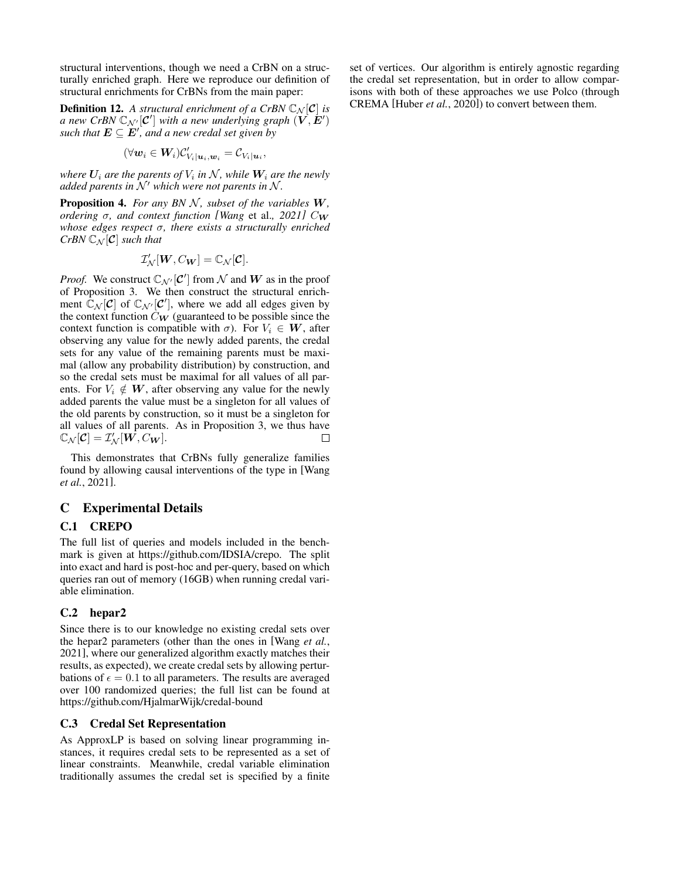structural interventions, though we need a CrBN on a structurally enriched graph. Here we reproduce our definition of structural enrichments for CrBNs from the main paper:

**Definition 12.** *A structural enrichment of a CrBN $\mathbb{C}_{\mathcal{N}}[\boldsymbol{\mathcal{C}}]$ is a new CrBN $\mathbb{C}_{\mathcal{N}'}[\boldsymbol{\mathcal{C}}']$ with a new underlying graph $(\boldsymbol{V}, \boldsymbol{E}')$ such that $\boldsymbol{E} \subseteq \boldsymbol{E}'$, and a new credal set given by*

$$(\forall \boldsymbol{w}_i \in \boldsymbol{W}_i)\mathcal{C}'_{V_i|\boldsymbol{u}_i,\boldsymbol{w}_i} = \mathcal{C}_{V_i|\boldsymbol{u}_i},$$

*where $\boldsymbol{U}_i$ are the parents of $V_i$ in $\mathcal{N}$, while $\boldsymbol{W}_i$ are the newly added parents in $\mathcal{N}'$ which were not parents in $\mathcal{N}$.*

**Proposition 4.** *For any BN $\mathcal{N}$, subset of the variables $\boldsymbol{W}$, ordering $\sigma$, and context function [Wang* et al.*, 2021] $C_{\boldsymbol{W}}$ whose edges respect $\sigma$, there exists a structurally enriched CrBN $\mathbb{C}_{\mathcal{N}}[\boldsymbol{\mathcal{C}}]$ such that*

$$\mathcal{I}'_{\mathcal{N}}[\boldsymbol{W}, C_{\boldsymbol{W}}] = \mathbb{C}_{\mathcal{N}}[\boldsymbol{\mathcal{C}}].$$

*Proof.* We construct $\mathbb{C}_{\mathcal{N}'}[\boldsymbol{\mathcal{C}}']$ from $\mathcal{N}$ and $\boldsymbol{W}$ as in the proof of Proposition 3. We then construct the structural enrichment $\mathbb{C}_{\mathcal{N}}[\boldsymbol{\mathcal{C}}]$ of $\mathbb{C}_{\mathcal{N}'}[\boldsymbol{\mathcal{C}}']$, where we add all edges given by the context function $C_{\boldsymbol{W}}$ (guaranteed to be possible since the context function is compatible with $\sigma$). For $V_i \in \boldsymbol{W}$, after observing any value for the newly added parents, the credal sets for any value of the remaining parents must be maximal (allow any probability distribution) by construction, and so the credal sets must be maximal for all values of all parents. For $V_i \notin \boldsymbol{W}$, after observing any value for the newly added parents the value must be a singleton for all values of the old parents by construction, so it must be a singleton for all values of all parents. As in Proposition 3, we thus have $\mathbb{C}_{\mathcal{N}}[\boldsymbol{\mathcal{C}}] = \mathcal{I}'_{\mathcal{N}}[\boldsymbol{W}, C_{\boldsymbol{W}}]$. □

This demonstrates that CrBNs fully generalize families found by allowing causal interventions of the type in [Wang *et al.*, 2021].

## C Experimental Details

### C.1 CREPO

The full list of queries and models included in the benchmark is given at https://github.com/IDSIA/crepo. The split into exact and hard is post-hoc and per-query, based on which queries ran out of memory (16GB) when running credal variable elimination.

### C.2 hepar2

Since there is to our knowledge no existing credal sets over the hepar2 parameters (other than the ones in [Wang *et al.*, 2021], where our generalized algorithm exactly matches their results, as expected), we create credal sets by allowing perturbations of $\epsilon = 0.1$ to all parameters. The results are averaged over 100 randomized queries; the full list can be found at https://github.com/HjalmarWijk/credal-bound

### C.3 Credal Set Representation

As ApproxLP is based on solving linear programming instances, it requires credal sets to be represented as a set of linear constraints. Meanwhile, credal variable elimination traditionally assumes the credal set is specified by a finite set of vertices. Our algorithm is entirely agnostic regarding the credal set representation, but in order to allow comparisons with both of these approaches we use Polco (through CREMA [Huber *et al.*, 2020]) to convert between them.